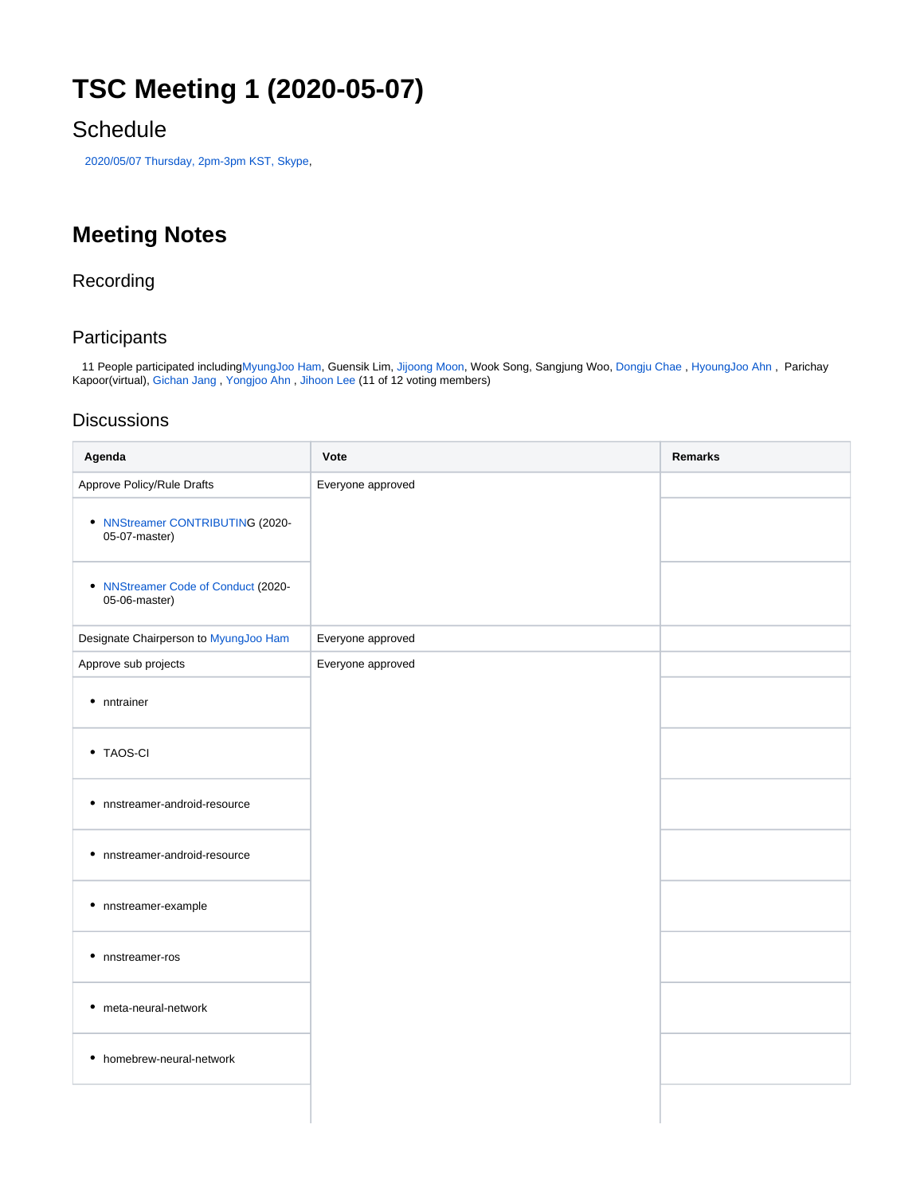# TSC Meeting 1 (2020-05-07)

## Schedule

2020/05/07 Thursday, 2pm-3pm KST, Skype,

# Meeting Notes

## Recording

## Participants

11 People participated includingMyungJoo Ham, Guensik Lim, Jijoong Moon, Wook Song, Sangjung Woo, Dongju Chae , HyoungJoo Ahn , Parichay Kapoor(virtual), Gichan Jang , Yongjoo Ahn , Jihoon Lee (11 of 12 voting members)

## Discussions

| Agenda | Vote | Remarks |
|---|---|---|
| Approve Policy/Rule Drafts | Everyone approved | |
| • NNStreamer CONTRIBUTING (2020-05-07-master) | | |
| • NNStreamer Code of Conduct (2020-05-06-master) | | |
| Designate Chairperson to MyungJoo Ham | Everyone approved | |
| Approve sub projects | Everyone approved | |
| • nntrainer | | |
| • TAOS-CI | | |
| • nnstreamer-android-resource | | |
| • nnstreamer-android-resource | | |
| • nnstreamer-example | | |
| • nnstreamer-ros | | |
| • meta-neural-network | | |
| • homebrew-neural-network | | |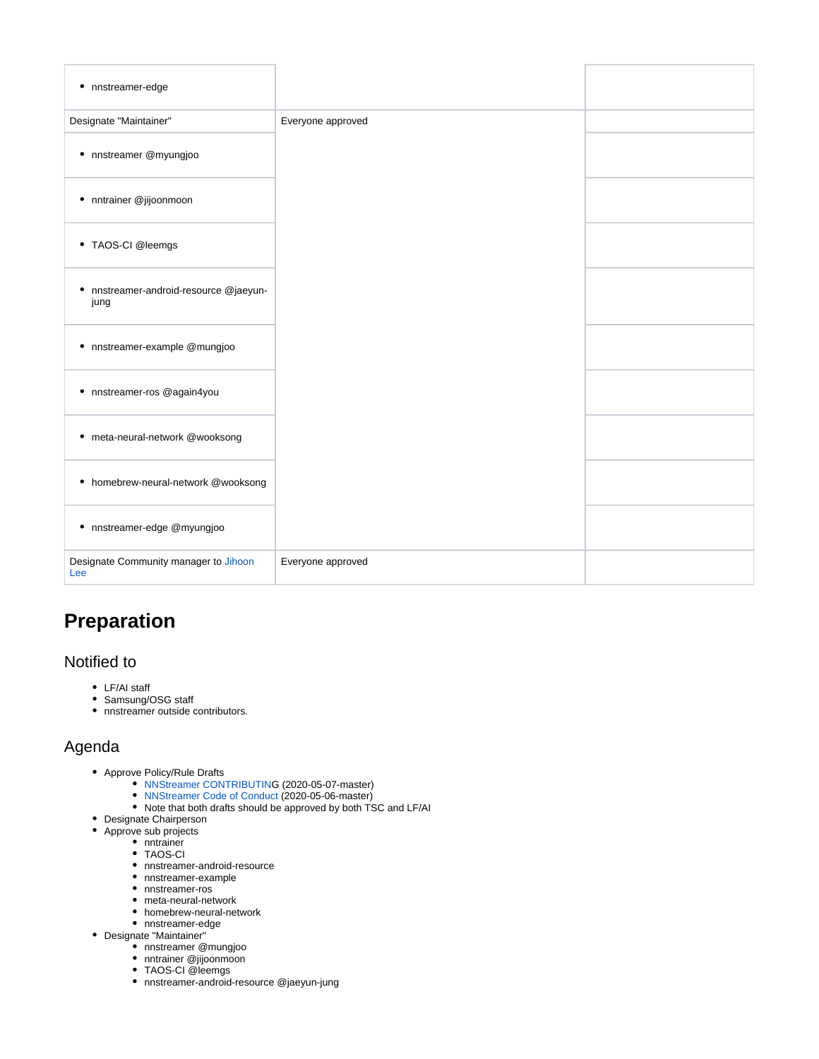| | | |
|---|---|---|
| • nnstreamer-edge | | |
| Designate "Maintainer" | Everyone approved | |
| • nnstreamer @myungjoo | | |
| • nntrainer @jijoonmoon | | |
| • TAOS-CI @leemgs | | |
| • nnstreamer-android-resource @jaeyun-jung | | |
| • nnstreamer-example @mungjoo | | |
| • nnstreamer-ros @again4you | | |
| • meta-neural-network @wooksong | | |
| • homebrew-neural-network @wooksong | | |
| • nnstreamer-edge @myungjoo | | |
| Designate Community manager to Jihoon Lee | Everyone approved | |

# Preparation

## Notified to

- LF/AI staff
- Samsung/OSG staff
- nnstreamer outside contributors.

## Agenda

- Approve Policy/Rule Drafts
  - NNStreamer CONTRIBUTING (2020-05-07-master)
  - NNStreamer Code of Conduct (2020-05-06-master)
  - Note that both drafts should be approved by both TSC and LF/AI
- Designate Chairperson
- Approve sub projects
  - nntrainer
  - TAOS-CI
  - nnstreamer-android-resource
  - nnstreamer-example
  - nnstreamer-ros
  - meta-neural-network
  - homebrew-neural-network
  - nnstreamer-edge
- Designate "Maintainer"
  - nnstreamer @mungjoo
  - nntrainer @jijoonmoon
  - TAOS-CI @leemgs
  - nnstreamer-android-resource @jaeyun-jung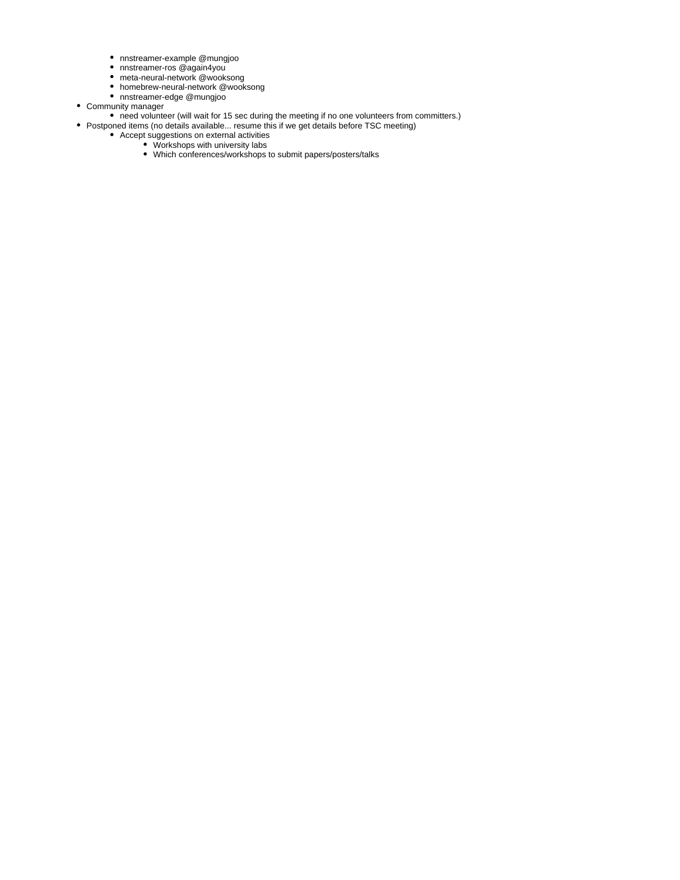- nnstreamer-example @mungjoo
    - nnstreamer-ros @again4you
    - meta-neural-network @wooksong
    - homebrew-neural-network @wooksong
    - nnstreamer-edge @mungjoo
- Community manager
    - need volunteer (will wait for 15 sec during the meeting if no one volunteers from committers.)
- Postponed items (no details available... resume this if we get details before TSC meeting)
    - Accept suggestions on external activities
        - Workshops with university labs
        - Which conferences/workshops to submit papers/posters/talks